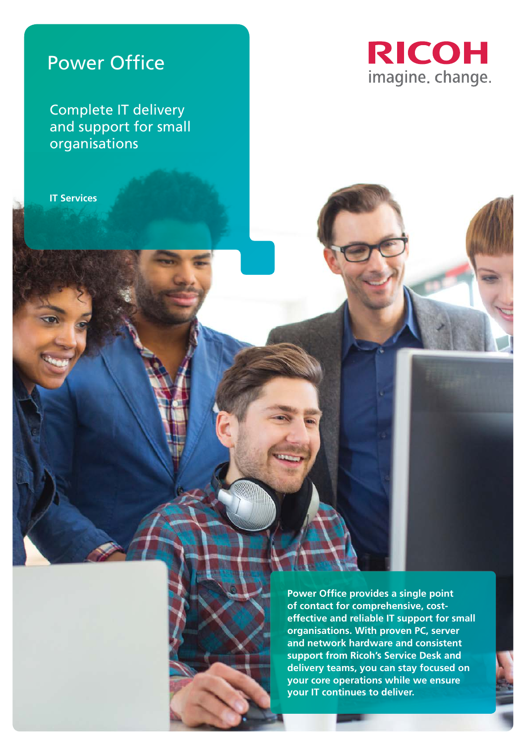# Power Office

## Complete IT delivery and support for small organisations

IT Services

RICOH
imagine. change.

**Power Office provides a single point of contact for comprehensive, cost-effective and reliable IT support for small organisations. With proven PC, server and network hardware and consistent support from Ricoh's Service Desk and delivery teams, you can stay focused on your core operations while we ensure your IT continues to deliver.**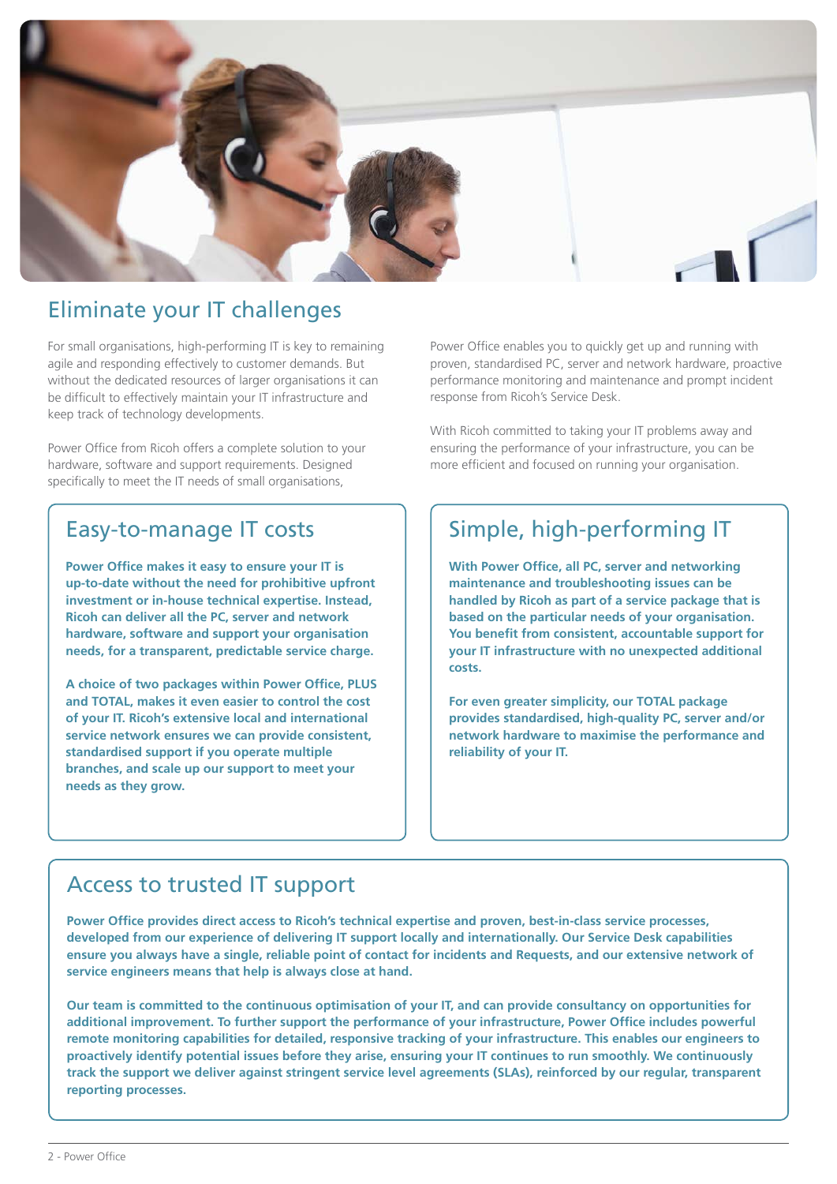## Eliminate your IT challenges

For small organisations, high-performing IT is key to remaining agile and responding effectively to customer demands. But without the dedicated resources of larger organisations it can be difficult to effectively maintain your IT infrastructure and keep track of technology developments.

Power Office from Ricoh offers a complete solution to your hardware, software and support requirements. Designed specifically to meet the IT needs of small organisations, Power Office enables you to quickly get up and running with proven, standardised PC, server and network hardware, proactive performance monitoring and maintenance and prompt incident response from Ricoh's Service Desk.

With Ricoh committed to taking your IT problems away and ensuring the performance of your infrastructure, you can be more efficient and focused on running your organisation.

### Easy-to-manage IT costs

**Power Office makes it easy to ensure your IT is up-to-date without the need for prohibitive upfront investment or in-house technical expertise. Instead, Ricoh can deliver all the PC, server and network hardware, software and support your organisation needs, for a transparent, predictable service charge.**

**A choice of two packages within Power Office, PLUS and TOTAL, makes it even easier to control the cost of your IT. Ricoh's extensive local and international service network ensures we can provide consistent, standardised support if you operate multiple branches, and scale up our support to meet your needs as they grow.**

### Simple, high-performing IT

**With Power Office, all PC, server and networking maintenance and troubleshooting issues can be handled by Ricoh as part of a service package that is based on the particular needs of your organisation. You benefit from consistent, accountable support for your IT infrastructure with no unexpected additional costs.**

**For even greater simplicity, our TOTAL package provides standardised, high-quality PC, server and/or network hardware to maximise the performance and reliability of your IT.**

### Access to trusted IT support

**Power Office provides direct access to Ricoh's technical expertise and proven, best-in-class service processes, developed from our experience of delivering IT support locally and internationally. Our Service Desk capabilities ensure you always have a single, reliable point of contact for incidents and Requests, and our extensive network of service engineers means that help is always close at hand.**

**Our team is committed to the continuous optimisation of your IT, and can provide consultancy on opportunities for additional improvement. To further support the performance of your infrastructure, Power Office includes powerful remote monitoring capabilities for detailed, responsive tracking of your infrastructure. This enables our engineers to proactively identify potential issues before they arise, ensuring your IT continues to run smoothly. We continuously track the support we deliver against stringent service level agreements (SLAs), reinforced by our regular, transparent reporting processes.**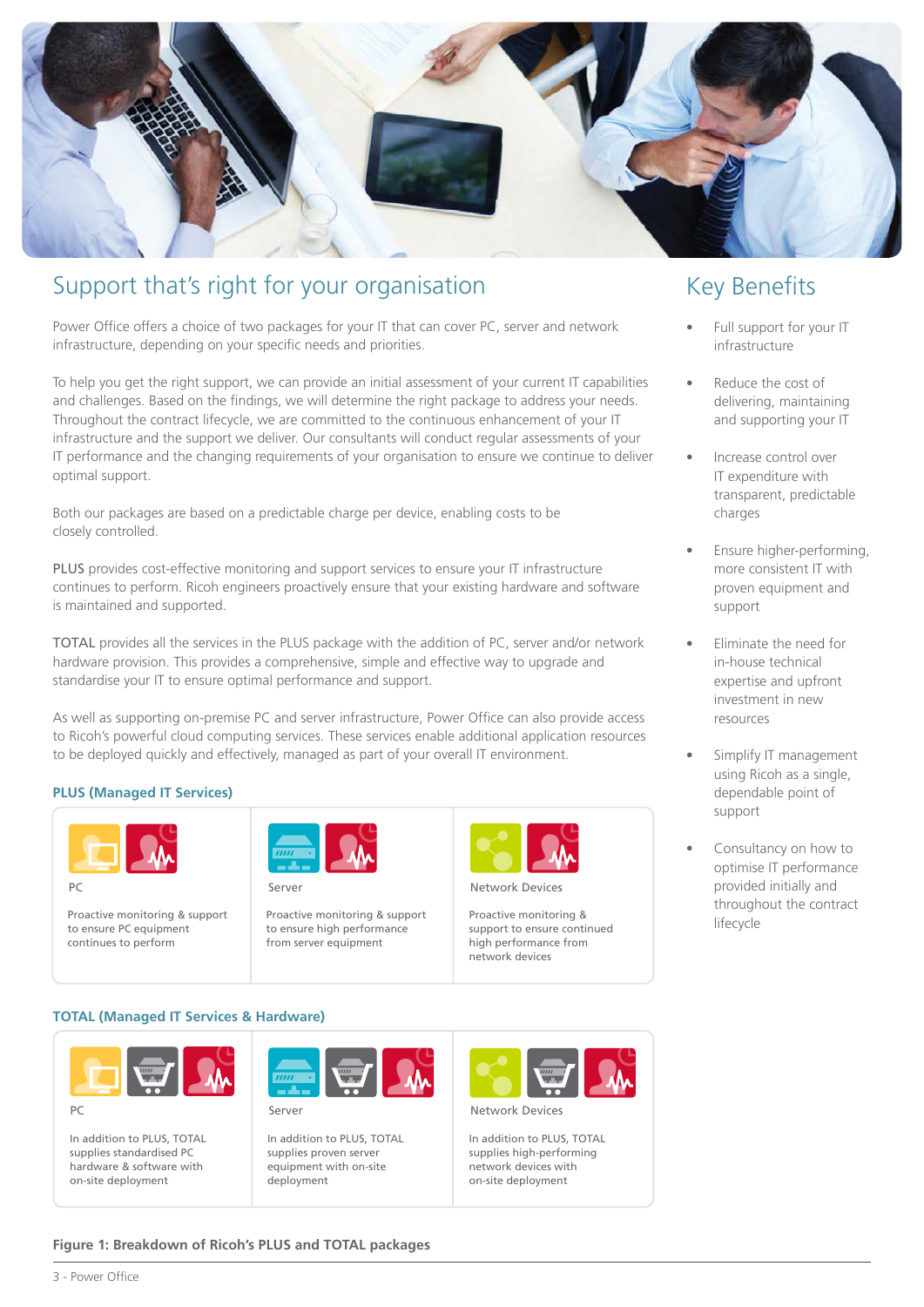## Support that's right for your organisation

Power Office offers a choice of two packages for your IT that can cover PC, server and network infrastructure, depending on your specific needs and priorities.

To help you get the right support, we can provide an initial assessment of your current IT capabilities and challenges. Based on the findings, we will determine the right package to address your needs. Throughout the contract lifecycle, we are committed to the continuous enhancement of your IT infrastructure and the support we deliver. Our consultants will conduct regular assessments of your IT performance and the changing requirements of your organisation to ensure we continue to deliver optimal support.

Both our packages are based on a predictable charge per device, enabling costs to be closely controlled.

**PLUS** provides cost-effective monitoring and support services to ensure your IT infrastructure continues to perform. Ricoh engineers proactively ensure that your existing hardware and software is maintained and supported.

**TOTAL** provides all the services in the PLUS package with the addition of PC, server and/or network hardware provision. This provides a comprehensive, simple and effective way to upgrade and standardise your IT to ensure optimal performance and support.

As well as supporting on-premise PC and server infrastructure, Power Office can also provide access to Ricoh's powerful cloud computing services. These services enable additional application resources to be deployed quickly and effectively, managed as part of your overall IT environment.

**PLUS (Managed IT Services)**

| PC | Server | Network Devices |
|---|---|---|
| Proactive monitoring & support to ensure PC equipment continues to perform | Proactive monitoring & support to ensure high performance from server equipment | Proactive monitoring & support to ensure continued high performance from network devices |

**TOTAL (Managed IT Services & Hardware)**

| PC | Server | Network Devices |
|---|---|---|
| In addition to PLUS, TOTAL supplies standardised PC hardware & software with on-site deployment | In addition to PLUS, TOTAL supplies proven server equipment with on-site deployment | In addition to PLUS, TOTAL supplies high-performing network devices with on-site deployment |

**Figure 1: Breakdown of Ricoh's PLUS and TOTAL packages**

## Key Benefits

- Full support for your IT infrastructure
- Reduce the cost of delivering, maintaining and supporting your IT
- Increase control over IT expenditure with transparent, predictable charges
- Ensure higher-performing, more consistent IT with proven equipment and support
- Eliminate the need for in-house technical expertise and upfront investment in new resources
- Simplify IT management using Ricoh as a single, dependable point of support
- Consultancy on how to optimise IT performance provided initially and throughout the contract lifecycle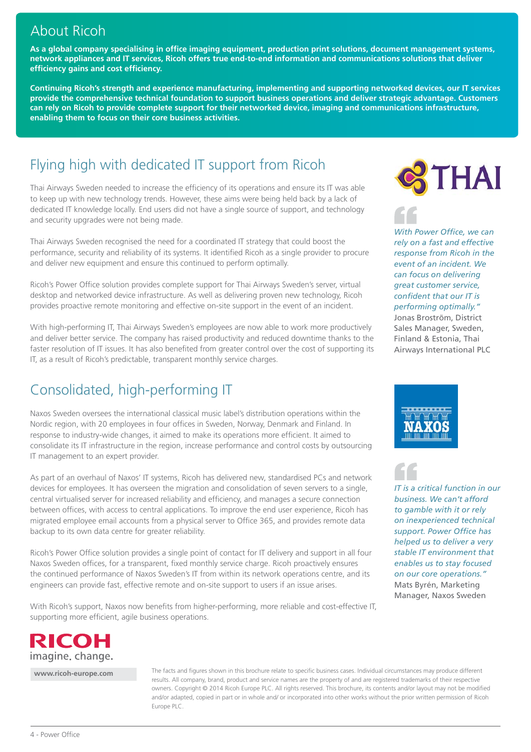## About Ricoh

**As a global company specialising in office imaging equipment, production print solutions, document management systems, network appliances and IT services, Ricoh offers true end-to-end information and communications solutions that deliver efficiency gains and cost efficiency.**

**Continuing Ricoh's strength and experience manufacturing, implementing and supporting networked devices, our IT services provide the comprehensive technical foundation to support business operations and deliver strategic advantage. Customers can rely on Ricoh to provide complete support for their networked device, imaging and communications infrastructure, enabling them to focus on their core business activities.**

## Flying high with dedicated IT support from Ricoh

Thai Airways Sweden needed to increase the efficiency of its operations and ensure its IT was able to keep up with new technology trends. However, these aims were being held back by a lack of dedicated IT knowledge locally. End users did not have a single source of support, and technology and security upgrades were not being made.

Thai Airways Sweden recognised the need for a coordinated IT strategy that could boost the performance, security and reliability of its systems. It identified Ricoh as a single provider to procure and deliver new equipment and ensure this continued to perform optimally.

Ricoh's Power Office solution provides complete support for Thai Airways Sweden's server, virtual desktop and networked device infrastructure. As well as delivering proven new technology, Ricoh provides proactive remote monitoring and effective on-site support in the event of an incident.

With high-performing IT, Thai Airways Sweden's employees are now able to work more productively and deliver better service. The company has raised productivity and reduced downtime thanks to the faster resolution of IT issues. It has also benefited from greater control over the cost of supporting its IT, as a result of Ricoh's predictable, transparent monthly service charges.

THAI

*"With Power Office, we can rely on a fast and effective response from Ricoh in the event of an incident. We can focus on delivering great customer service, confident that our IT is performing optimally."*
Jonas Broström, District Sales Manager, Sweden, Finland & Estonia, Thai Airways International PLC

## Consolidated, high-performing IT

Naxos Sweden oversees the international classical music label's distribution operations within the Nordic region, with 20 employees in four offices in Sweden, Norway, Denmark and Finland. In response to industry-wide changes, it aimed to make its operations more efficient. It aimed to consolidate its IT infrastructure in the region, increase performance and control costs by outsourcing IT management to an expert provider.

As part of an overhaul of Naxos' IT systems, Ricoh has delivered new, standardised PCs and network devices for employees. It has overseen the migration and consolidation of seven servers to a single, central virtualised server for increased reliability and efficiency, and manages a secure connection between offices, with access to central applications. To improve the end user experience, Ricoh has migrated employee email accounts from a physical server to Office 365, and provides remote data backup to its own data centre for greater reliability.

Ricoh's Power Office solution provides a single point of contact for IT delivery and support in all four Naxos Sweden offices, for a transparent, fixed monthly service charge. Ricoh proactively ensures the continued performance of Naxos Sweden's IT from within its network operations centre, and its engineers can provide fast, effective remote and on-site support to users if an issue arises.

With Ricoh's support, Naxos now benefits from higher-performing, more reliable and cost-effective IT, supporting more efficient, agile business operations.

NAXOS

*"IT is a critical function in our business. We can't afford to gamble with it or rely on inexperienced technical support. Power Office has helped us to deliver a very stable IT environment that enables us to stay focused on our core operations."*
Mats Byrén, Marketing Manager, Naxos Sweden

RICOH
imagine. change.

www.ricoh-europe.com

The facts and figures shown in this brochure relate to specific business cases. Individual circumstances may produce different results. All company, brand, product and service names are the property of and are registered trademarks of their respective owners. Copyright © 2014 Ricoh Europe PLC. All rights reserved. This brochure, its contents and/or layout may not be modified and/or adapted, copied in part or in whole and/ or incorporated into other works without the prior written permission of Ricoh Europe PLC.